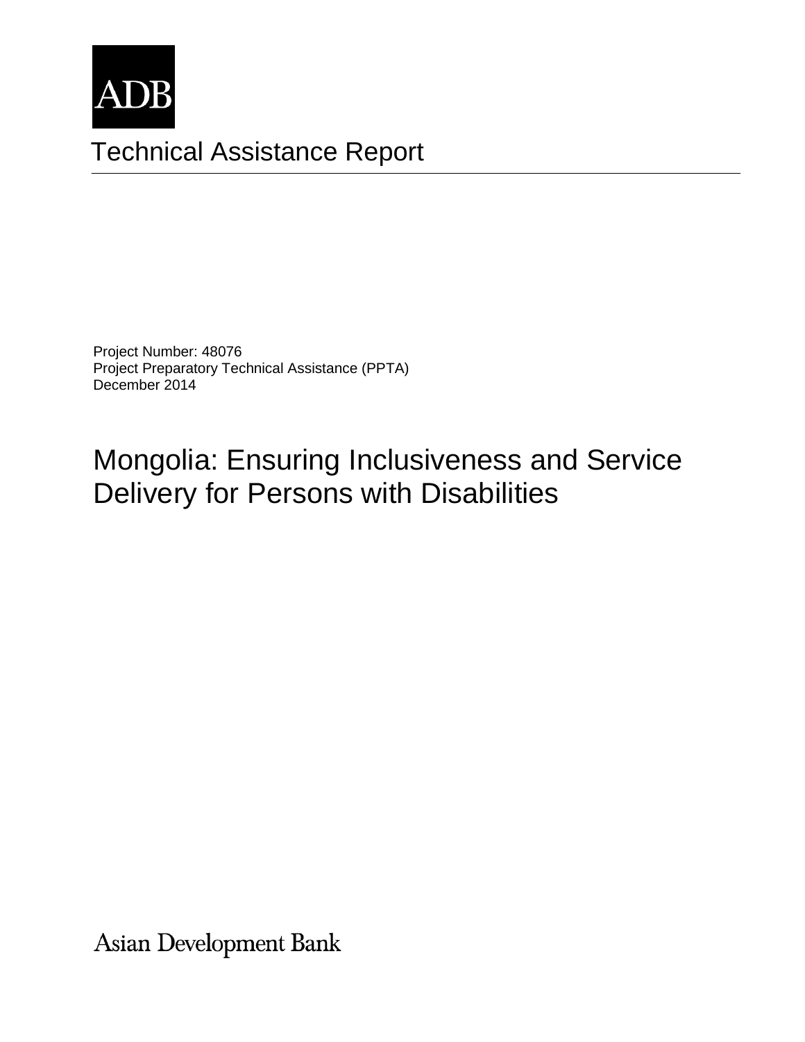ADB

Technical Assistance Report

Project Number: 48076
Project Preparatory Technical Assistance (PPTA)
December 2014

# Mongolia: Ensuring Inclusiveness and Service Delivery for Persons with Disabilities

Asian Development Bank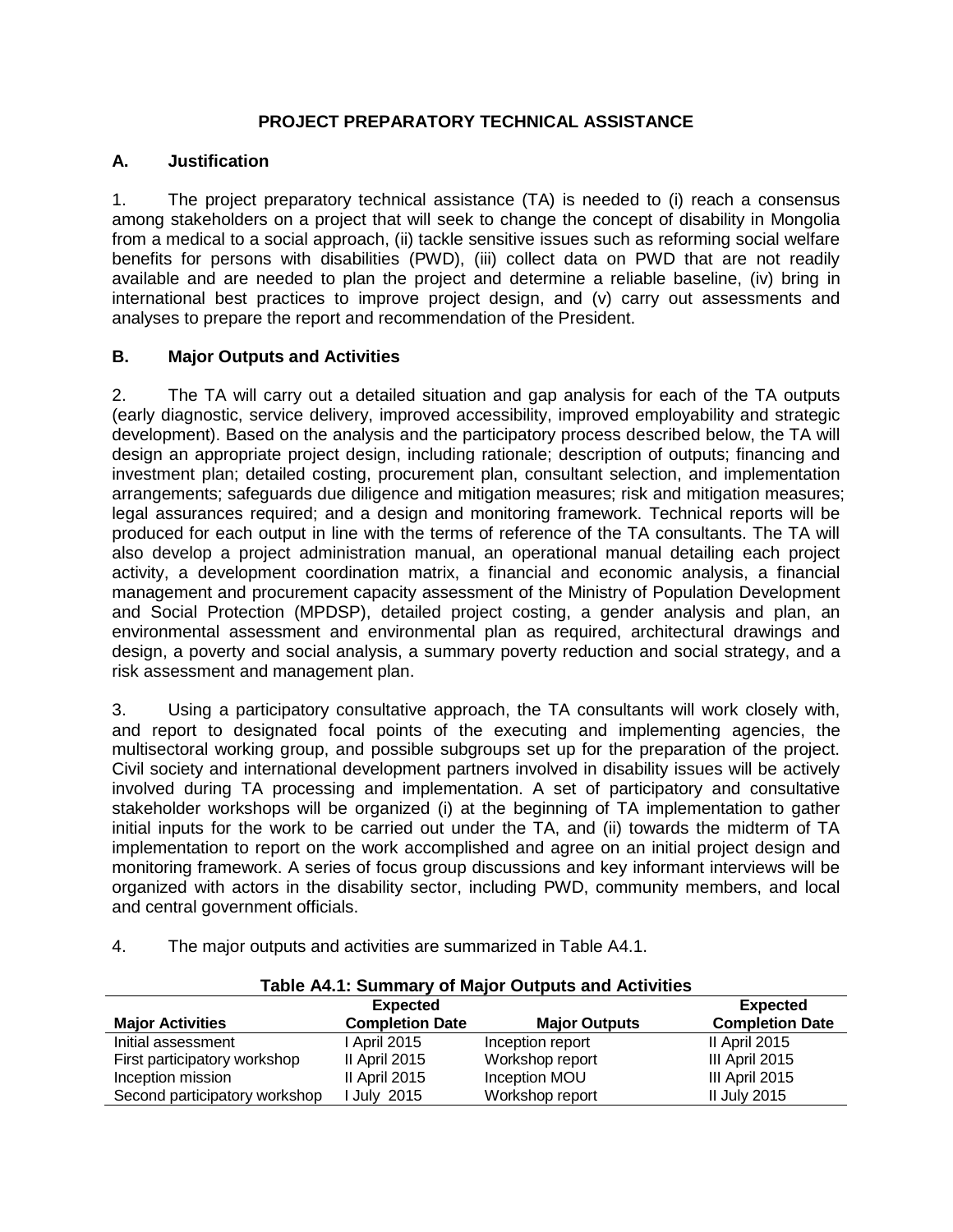# PROJECT PREPARATORY TECHNICAL ASSISTANCE

## A. Justification

1. The project preparatory technical assistance (TA) is needed to (i) reach a consensus among stakeholders on a project that will seek to change the concept of disability in Mongolia from a medical to a social approach, (ii) tackle sensitive issues such as reforming social welfare benefits for persons with disabilities (PWD), (iii) collect data on PWD that are not readily available and are needed to plan the project and determine a reliable baseline, (iv) bring in international best practices to improve project design, and (v) carry out assessments and analyses to prepare the report and recommendation of the President.

## B. Major Outputs and Activities

2. The TA will carry out a detailed situation and gap analysis for each of the TA outputs (early diagnostic, service delivery, improved accessibility, improved employability and strategic development). Based on the analysis and the participatory process described below, the TA will design an appropriate project design, including rationale; description of outputs; financing and investment plan; detailed costing, procurement plan, consultant selection, and implementation arrangements; safeguards due diligence and mitigation measures; risk and mitigation measures; legal assurances required; and a design and monitoring framework. Technical reports will be produced for each output in line with the terms of reference of the TA consultants. The TA will also develop a project administration manual, an operational manual detailing each project activity, a development coordination matrix, a financial and economic analysis, a financial management and procurement capacity assessment of the Ministry of Population Development and Social Protection (MPDSP), detailed project costing, a gender analysis and plan, an environmental assessment and environmental plan as required, architectural drawings and design, a poverty and social analysis, a summary poverty reduction and social strategy, and a risk assessment and management plan.

3. Using a participatory consultative approach, the TA consultants will work closely with, and report to designated focal points of the executing and implementing agencies, the multisectoral working group, and possible subgroups set up for the preparation of the project. Civil society and international development partners involved in disability issues will be actively involved during TA processing and implementation. A set of participatory and consultative stakeholder workshops will be organized (i) at the beginning of TA implementation to gather initial inputs for the work to be carried out under the TA, and (ii) towards the midterm of TA implementation to report on the work accomplished and agree on an initial project design and monitoring framework. A series of focus group discussions and key informant interviews will be organized with actors in the disability sector, including PWD, community members, and local and central government officials.

4. The major outputs and activities are summarized in Table A4.1.

**Table A4.1: Summary of Major Outputs and Activities**

| Major Activities | Expected Completion Date | Major Outputs | Expected Completion Date |
|---|---|---|---|
| Initial assessment | I April 2015 | Inception report | II April 2015 |
| First participatory workshop | II April 2015 | Workshop report | III April 2015 |
| Inception mission | II April 2015 | Inception MOU | III April 2015 |
| Second participatory workshop | I July 2015 | Workshop report | II July 2015 |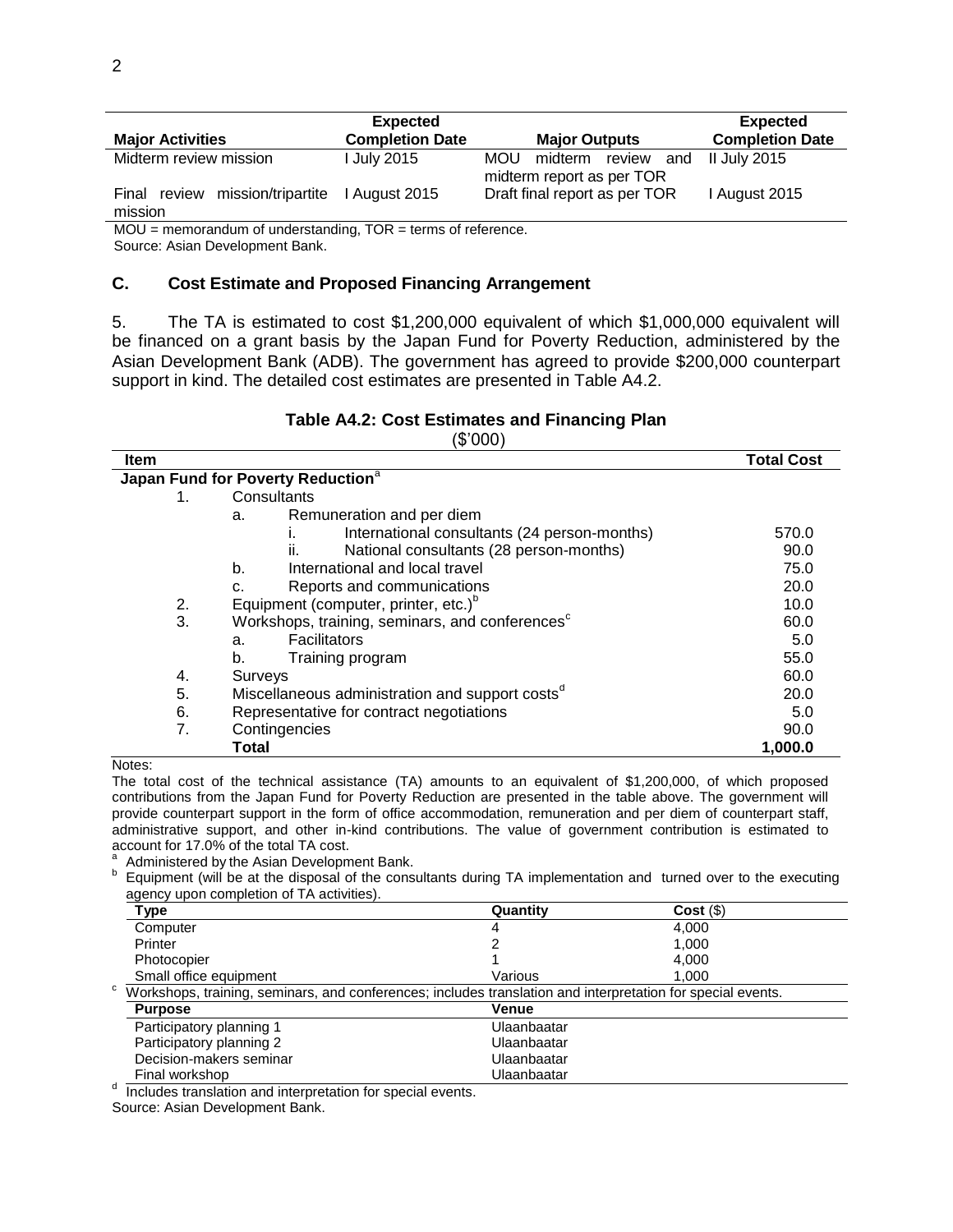| Major Activities | Expected Completion Date | Major Outputs | Expected Completion Date |
|---|---|---|---|
| Midterm review mission | I July 2015 | MOU midterm review and midterm report as per TOR | II July 2015 |
| Final review mission/tripartite mission | I August 2015 | Draft final report as per TOR | I August 2015 |

MOU = memorandum of understanding, TOR = terms of reference.

Source: Asian Development Bank.

## C. Cost Estimate and Proposed Financing Arrangement

5. The TA is estimated to cost $1,200,000 equivalent of which $1,000,000 equivalent will be financed on a grant basis by the Japan Fund for Poverty Reduction, administered by the Asian Development Bank (ADB). The government has agreed to provide $200,000 counterpart support in kind. The detailed cost estimates are presented in Table A4.2.

**Table A4.2: Cost Estimates and Financing Plan**

($'000)

| Item | Total Cost |
|---|---|
| **Japan Fund for Poverty Reduction**[a] | |
| 1. Consultants | |
| a. Remuneration and per diem | |
| i. International consultants (24 person-months) | 570.0 |
| ii. National consultants (28 person-months) | 90.0 |
| b. International and local travel | 75.0 |
| c. Reports and communications | 20.0 |
| 2. Equipment (computer, printer, etc.)[b] | 10.0 |
| 3. Workshops, training, seminars, and conferences[c] | 60.0 |
| a. Facilitators | 5.0 |
| b. Training program | 55.0 |
| 4. Surveys | 60.0 |
| 5. Miscellaneous administration and support costs[d] | 20.0 |
| 6. Representative for contract negotiations | 5.0 |
| 7. Contingencies | 90.0 |
| **Total** | **1,000.0** |

Notes:

The total cost of the technical assistance (TA) amounts to an equivalent of $1,200,000, of which proposed contributions from the Japan Fund for Poverty Reduction are presented in the table above. The government will provide counterpart support in the form of office accommodation, remuneration and per diem of counterpart staff, administrative support, and other in-kind contributions. The value of government contribution is estimated to account for 17.0% of the total TA cost.

[a] Administered by the Asian Development Bank.

[b] Equipment (will be at the disposal of the consultants during TA implementation and turned over to the executing agency upon completion of TA activities).

| Type | Quantity | Cost ($) |
|---|---|---|
| Computer | 4 | 4,000 |
| Printer | 2 | 1,000 |
| Photocopier | 1 | 4,000 |
| Small office equipment | Various | 1,000 |

[c] Workshops, training, seminars, and conferences; includes translation and interpretation for special events.

| Purpose | Venue |
|---|---|
| Participatory planning 1 | Ulaanbaatar |
| Participatory planning 2 | Ulaanbaatar |
| Decision-makers seminar | Ulaanbaatar |
| Final workshop | Ulaanbaatar |

[d] Includes translation and interpretation for special events.

Source: Asian Development Bank.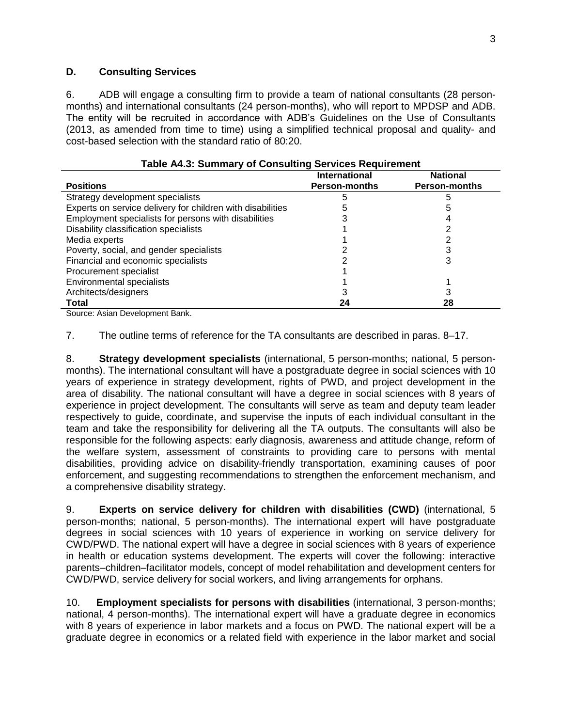## D. Consulting Services

6. ADB will engage a consulting firm to provide a team of national consultants (28 person-months) and international consultants (24 person-months), who will report to MPDSP and ADB. The entity will be recruited in accordance with ADB's Guidelines on the Use of Consultants (2013, as amended from time to time) using a simplified technical proposal and quality- and cost-based selection with the standard ratio of 80:20.

**Table A4.3: Summary of Consulting Services Requirement**

| Positions | International Person-months | National Person-months |
|---|---|---|
| Strategy development specialists | 5 | 5 |
| Experts on service delivery for children with disabilities | 5 | 5 |
| Employment specialists for persons with disabilities | 3 | 4 |
| Disability classification specialists | 1 | 2 |
| Media experts | 1 | 2 |
| Poverty, social, and gender specialists | 2 | 3 |
| Financial and economic specialists | 2 | 3 |
| Procurement specialist | 1 | |
| Environmental specialists | 1 | 1 |
| Architects/designers | 3 | 3 |
| **Total** | **24** | **28** |

Source: Asian Development Bank.

7. The outline terms of reference for the TA consultants are described in paras. 8–17.

8. **Strategy development specialists** (international, 5 person-months; national, 5 person-months). The international consultant will have a postgraduate degree in social sciences with 10 years of experience in strategy development, rights of PWD, and project development in the area of disability. The national consultant will have a degree in social sciences with 8 years of experience in project development. The consultants will serve as team and deputy team leader respectively to guide, coordinate, and supervise the inputs of each individual consultant in the team and take the responsibility for delivering all the TA outputs. The consultants will also be responsible for the following aspects: early diagnosis, awareness and attitude change, reform of the welfare system, assessment of constraints to providing care to persons with mental disabilities, providing advice on disability-friendly transportation, examining causes of poor enforcement, and suggesting recommendations to strengthen the enforcement mechanism, and a comprehensive disability strategy.

9. **Experts on service delivery for children with disabilities (CWD)** (international, 5 person-months; national, 5 person-months). The international expert will have postgraduate degrees in social sciences with 10 years of experience in working on service delivery for CWD/PWD. The national expert will have a degree in social sciences with 8 years of experience in health or education systems development. The experts will cover the following: interactive parents–children–facilitator models, concept of model rehabilitation and development centers for CWD/PWD, service delivery for social workers, and living arrangements for orphans.

10. **Employment specialists for persons with disabilities** (international, 3 person-months; national, 4 person-months). The international expert will have a graduate degree in economics with 8 years of experience in labor markets and a focus on PWD. The national expert will be a graduate degree in economics or a related field with experience in the labor market and social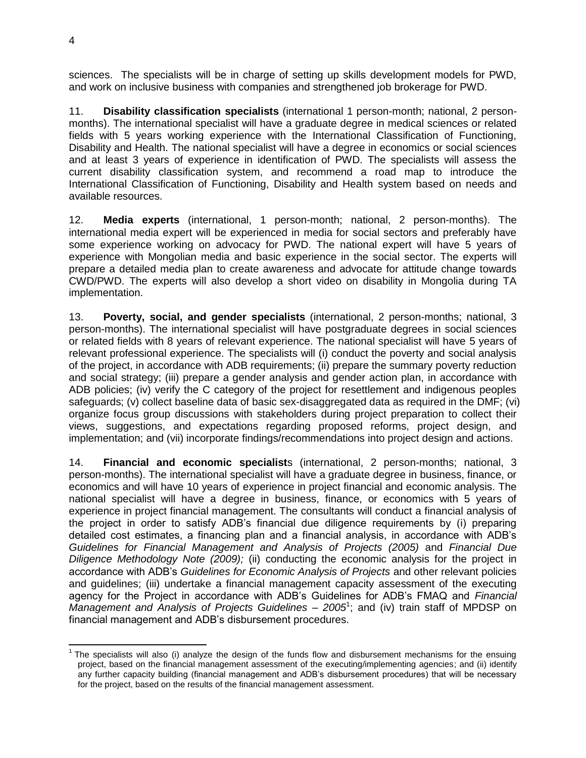sciences. The specialists will be in charge of setting up skills development models for PWD, and work on inclusive business with companies and strengthened job brokerage for PWD.

11. **Disability classification specialists** (international 1 person-month; national, 2 person-months). The international specialist will have a graduate degree in medical sciences or related fields with 5 years working experience with the International Classification of Functioning, Disability and Health. The national specialist will have a degree in economics or social sciences and at least 3 years of experience in identification of PWD. The specialists will assess the current disability classification system, and recommend a road map to introduce the International Classification of Functioning, Disability and Health system based on needs and available resources.

12. **Media experts** (international, 1 person-month; national, 2 person-months). The international media expert will be experienced in media for social sectors and preferably have some experience working on advocacy for PWD. The national expert will have 5 years of experience with Mongolian media and basic experience in the social sector. The experts will prepare a detailed media plan to create awareness and advocate for attitude change towards CWD/PWD. The experts will also develop a short video on disability in Mongolia during TA implementation.

13. **Poverty, social, and gender specialists** (international, 2 person-months; national, 3 person-months). The international specialist will have postgraduate degrees in social sciences or related fields with 8 years of relevant experience. The national specialist will have 5 years of relevant professional experience. The specialists will (i) conduct the poverty and social analysis of the project, in accordance with ADB requirements; (ii) prepare the summary poverty reduction and social strategy; (iii) prepare a gender analysis and gender action plan, in accordance with ADB policies; (iv) verify the C category of the project for resettlement and indigenous peoples safeguards; (v) collect baseline data of basic sex-disaggregated data as required in the DMF; (vi) organize focus group discussions with stakeholders during project preparation to collect their views, suggestions, and expectations regarding proposed reforms, project design, and implementation; and (vii) incorporate findings/recommendations into project design and actions.

14. **Financial and economic specialist**s (international, 2 person-months; national, 3 person-months). The international specialist will have a graduate degree in business, finance, or economics and will have 10 years of experience in project financial and economic analysis. The national specialist will have a degree in business, finance, or economics with 5 years of experience in project financial management. The consultants will conduct a financial analysis of the project in order to satisfy ADB's financial due diligence requirements by (i) preparing detailed cost estimates, a financing plan and a financial analysis, in accordance with ADB's *Guidelines for Financial Management and Analysis of Projects (2005)* and *Financial Due Diligence Methodology Note (2009);* (ii) conducting the economic analysis for the project in accordance with ADB's *Guidelines for Economic Analysis of Projects* and other relevant policies and guidelines; (iii) undertake a financial management capacity assessment of the executing agency for the Project in accordance with ADB's Guidelines for ADB's FMAQ and *Financial Management and Analysis of Projects Guidelines – 2005*[1]; and (iv) train staff of MPDSP on financial management and ADB's disbursement procedures.

---

[1] The specialists will also (i) analyze the design of the funds flow and disbursement mechanisms for the ensuing project, based on the financial management assessment of the executing/implementing agencies; and (ii) identify any further capacity building (financial management and ADB's disbursement procedures) that will be necessary for the project, based on the results of the financial management assessment.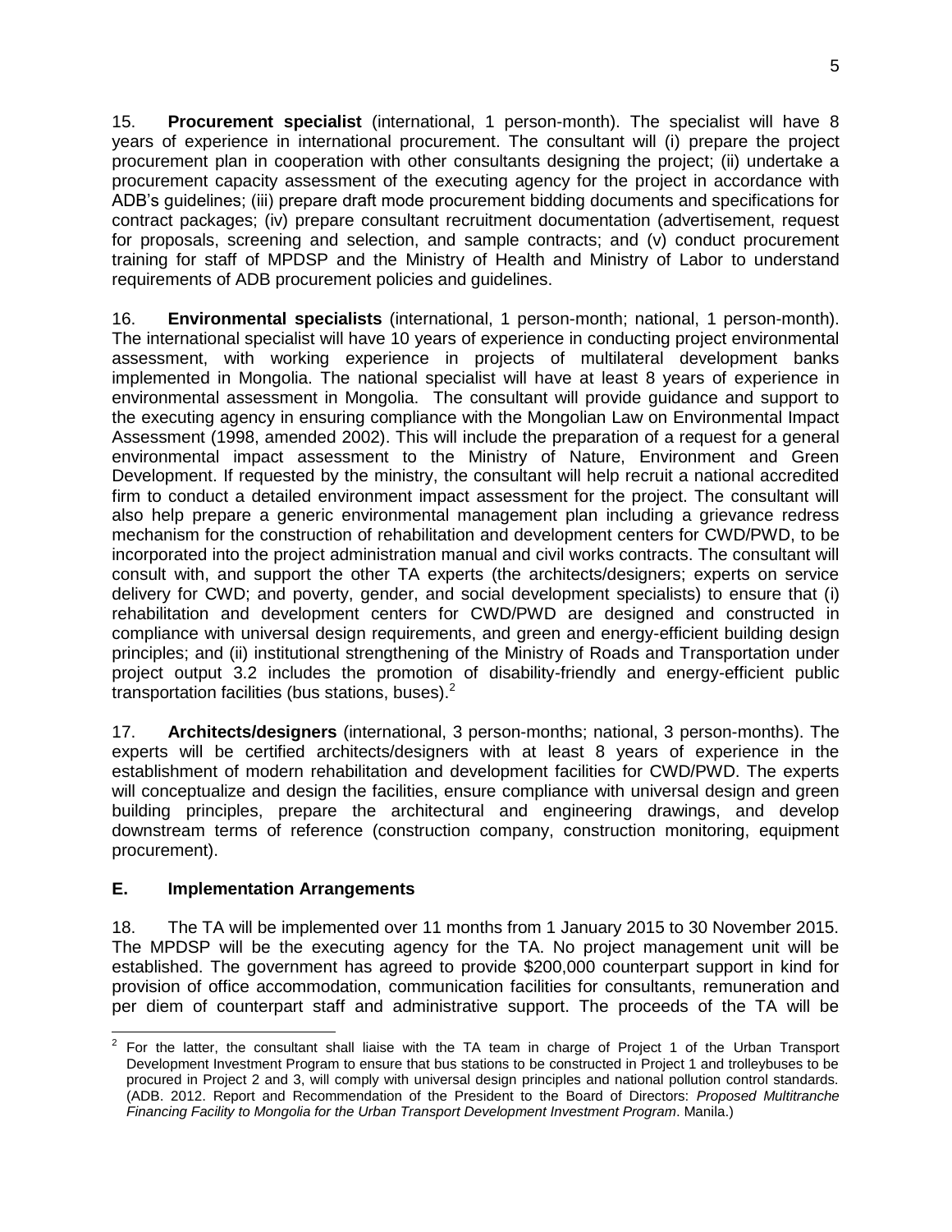15. **Procurement specialist** (international, 1 person-month). The specialist will have 8 years of experience in international procurement. The consultant will (i) prepare the project procurement plan in cooperation with other consultants designing the project; (ii) undertake a procurement capacity assessment of the executing agency for the project in accordance with ADB's guidelines; (iii) prepare draft mode procurement bidding documents and specifications for contract packages; (iv) prepare consultant recruitment documentation (advertisement, request for proposals, screening and selection, and sample contracts; and (v) conduct procurement training for staff of MPDSP and the Ministry of Health and Ministry of Labor to understand requirements of ADB procurement policies and guidelines.

16. **Environmental specialists** (international, 1 person-month; national, 1 person-month). The international specialist will have 10 years of experience in conducting project environmental assessment, with working experience in projects of multilateral development banks implemented in Mongolia. The national specialist will have at least 8 years of experience in environmental assessment in Mongolia. The consultant will provide guidance and support to the executing agency in ensuring compliance with the Mongolian Law on Environmental Impact Assessment (1998, amended 2002). This will include the preparation of a request for a general environmental impact assessment to the Ministry of Nature, Environment and Green Development. If requested by the ministry, the consultant will help recruit a national accredited firm to conduct a detailed environment impact assessment for the project. The consultant will also help prepare a generic environmental management plan including a grievance redress mechanism for the construction of rehabilitation and development centers for CWD/PWD, to be incorporated into the project administration manual and civil works contracts. The consultant will consult with, and support the other TA experts (the architects/designers; experts on service delivery for CWD; and poverty, gender, and social development specialists) to ensure that (i) rehabilitation and development centers for CWD/PWD are designed and constructed in compliance with universal design requirements, and green and energy-efficient building design principles; and (ii) institutional strengthening of the Ministry of Roads and Transportation under project output 3.2 includes the promotion of disability-friendly and energy-efficient public transportation facilities (bus stations, buses).[2]

17. **Architects/designers** (international, 3 person-months; national, 3 person-months). The experts will be certified architects/designers with at least 8 years of experience in the establishment of modern rehabilitation and development facilities for CWD/PWD. The experts will conceptualize and design the facilities, ensure compliance with universal design and green building principles, prepare the architectural and engineering drawings, and develop downstream terms of reference (construction company, construction monitoring, equipment procurement).

## E. Implementation Arrangements

18. The TA will be implemented over 11 months from 1 January 2015 to 30 November 2015. The MPDSP will be the executing agency for the TA. No project management unit will be established. The government has agreed to provide $200,000 counterpart support in kind for provision of office accommodation, communication facilities for consultants, remuneration and per diem of counterpart staff and administrative support. The proceeds of the TA will be

---

[2] For the latter, the consultant shall liaise with the TA team in charge of Project 1 of the Urban Transport Development Investment Program to ensure that bus stations to be constructed in Project 1 and trolleybuses to be procured in Project 2 and 3, will comply with universal design principles and national pollution control standards. (ADB. 2012. Report and Recommendation of the President to the Board of Directors: *Proposed Multitranche Financing Facility to Mongolia for the Urban Transport Development Investment Program*. Manila.)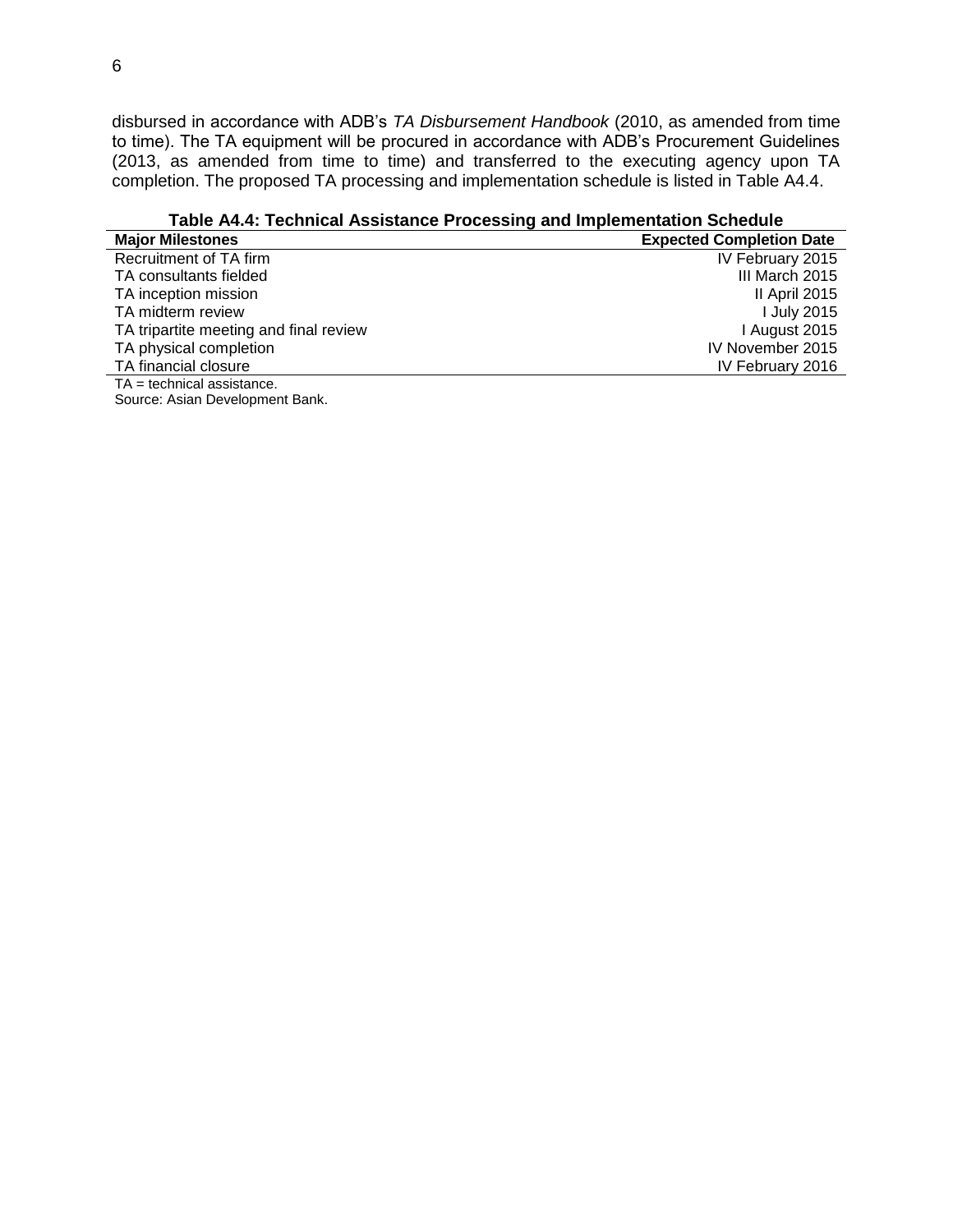disbursed in accordance with ADB's *TA Disbursement Handbook* (2010, as amended from time to time). The TA equipment will be procured in accordance with ADB's Procurement Guidelines (2013, as amended from time to time) and transferred to the executing agency upon TA completion. The proposed TA processing and implementation schedule is listed in Table A4.4.

**Table A4.4: Technical Assistance Processing and Implementation Schedule**

| Major Milestones | Expected Completion Date |
|---|---:|
| Recruitment of TA firm | IV February 2015 |
| TA consultants fielded | III March 2015 |
| TA inception mission | II April 2015 |
| TA midterm review | I July 2015 |
| TA tripartite meeting and final review | I August 2015 |
| TA physical completion | IV November 2015 |
| TA financial closure | IV February 2016 |

TA = technical assistance.
Source: Asian Development Bank.